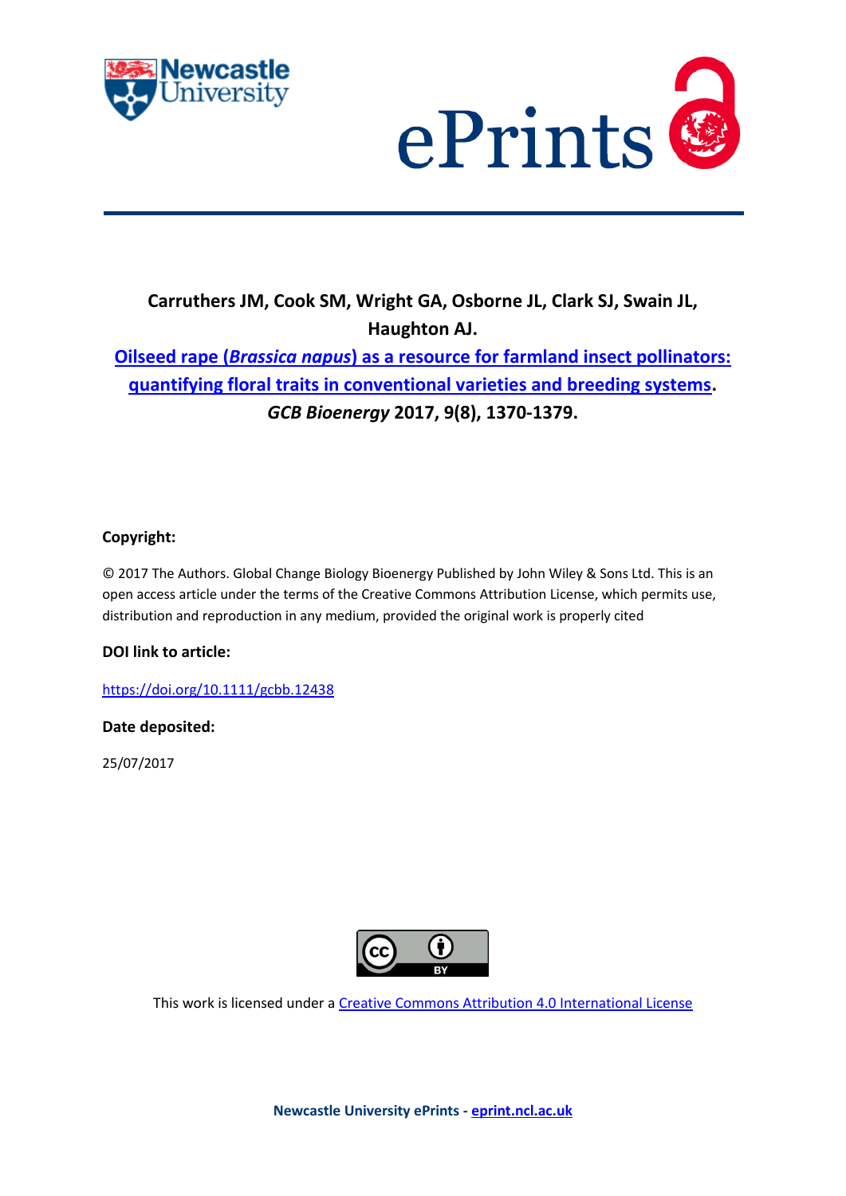**Carruthers JM, Cook SM, Wright GA, Osborne JL, Clark SJ, Swain JL, Haughton AJ.**

**[Oilseed rape (*Brassica napus*) as a resource for farmland insect pollinators: quantifying floral traits in conventional varieties and breeding systems](https://doi.org/10.1111/gcbb.12438). *GCB Bioenergy* 2017, 9(8), 1370-1379.**

**Copyright:**

© 2017 The Authors. Global Change Biology Bioenergy Published by John Wiley & Sons Ltd. This is an open access article under the terms of the Creative Commons Attribution License, which permits use, distribution and reproduction in any medium, provided the original work is properly cited

**DOI link to article:**

https://doi.org/10.1111/gcbb.12438

**Date deposited:**

25/07/2017

This work is licensed under a Creative Commons Attribution 4.0 International License

**Newcastle University ePrints - eprint.ncl.ac.uk**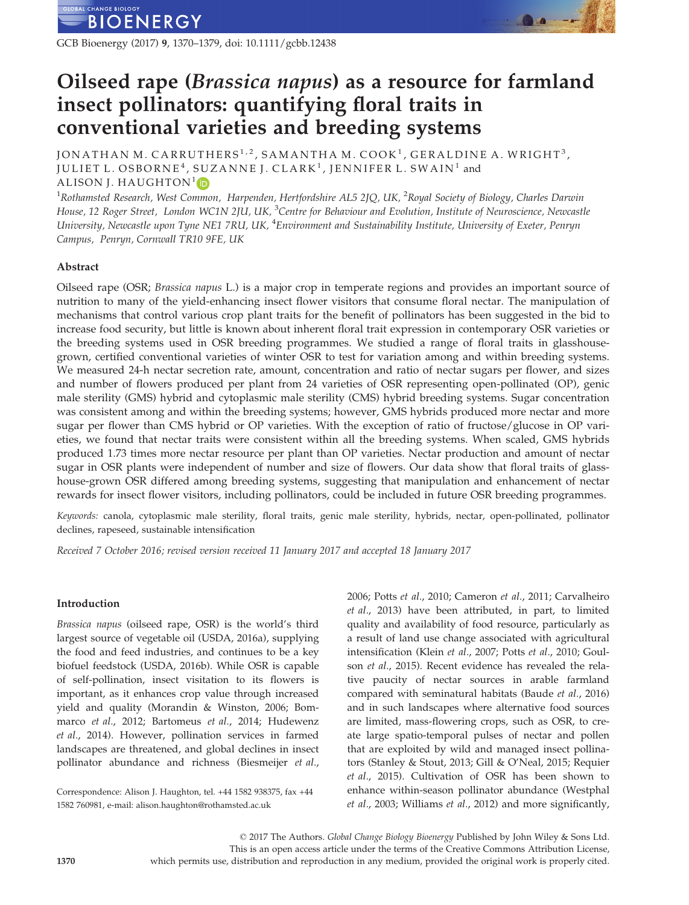# Oilseed rape (*Brassica napus*) as a resource for farmland insect pollinators: quantifying floral traits in conventional varieties and breeding systems

JONATHAN M. CARRUTHERS[1,2], SAMANTHA M. COOK[1], GERALDINE A. WRIGHT[3], JULIET L. OSBORNE[4], SUZANNE J. CLARK[1], JENNIFER L. SWAIN[1] and ALISON J. HAUGHTON[1]

[1]Rothamsted Research, West Common, Harpenden, Hertfordshire AL5 2JQ, UK, [2]Royal Society of Biology, Charles Darwin House, 12 Roger Street, London WC1N 2JU, UK, [3]Centre for Behaviour and Evolution, Institute of Neuroscience, Newcastle University, Newcastle upon Tyne NE1 7RU, UK, [4]Environment and Sustainability Institute, University of Exeter, Penryn Campus, Penryn, Cornwall TR10 9FE, UK

## Abstract

Oilseed rape (OSR; *Brassica napus* L.) is a major crop in temperate regions and provides an important source of nutrition to many of the yield-enhancing insect flower visitors that consume floral nectar. The manipulation of mechanisms that control various crop plant traits for the benefit of pollinators has been suggested in the bid to increase food security, but little is known about inherent floral trait expression in contemporary OSR varieties or the breeding systems used in OSR breeding programmes. We studied a range of floral traits in glasshouse-grown, certified conventional varieties of winter OSR to test for variation among and within breeding systems. We measured 24-h nectar secretion rate, amount, concentration and ratio of nectar sugars per flower, and sizes and number of flowers produced per plant from 24 varieties of OSR representing open-pollinated (OP), genic male sterility (GMS) hybrid and cytoplasmic male sterility (CMS) hybrid breeding systems. Sugar concentration was consistent among and within the breeding systems; however, GMS hybrids produced more nectar and more sugar per flower than CMS hybrid or OP varieties. With the exception of ratio of fructose/glucose in OP varieties, we found that nectar traits were consistent within all the breeding systems. When scaled, GMS hybrids produced 1.73 times more nectar resource per plant than OP varieties. Nectar production and amount of nectar sugar in OSR plants were independent of number and size of flowers. Our data show that floral traits of glasshouse-grown OSR differed among breeding systems, suggesting that manipulation and enhancement of nectar rewards for insect flower visitors, including pollinators, could be included in future OSR breeding programmes.

*Keywords:* canola, cytoplasmic male sterility, floral traits, genic male sterility, hybrids, nectar, open-pollinated, pollinator declines, rapeseed, sustainable intensification

*Received 7 October 2016; revised version received 11 January 2017 and accepted 18 January 2017*

## Introduction

*Brassica napus* (oilseed rape, OSR) is the world's third largest source of vegetable oil (USDA, 2016a), supplying the food and feed industries, and continues to be a key biofuel feedstock (USDA, 2016b). While OSR is capable of self-pollination, insect visitation to its flowers is important, as it enhances crop value through increased yield and quality (Morandin & Winston, 2006; Bommarco *et al.*, 2012; Bartomeus *et al.*, 2014; Hudewenz *et al.*, 2014). However, pollination services in farmed landscapes are threatened, and global declines in insect pollinator abundance and richness (Biesmeijer *et al.*, 2006; Potts *et al.*, 2010; Cameron *et al.*, 2011; Carvalheiro *et al.*, 2013) have been attributed, in part, to limited quality and availability of food resource, particularly as a result of land use change associated with agricultural intensification (Klein *et al.*, 2007; Potts *et al.*, 2010; Goulson *et al.*, 2015). Recent evidence has revealed the relative paucity of nectar sources in arable farmland compared with seminatural habitats (Baude *et al.*, 2016) and in such landscapes where alternative food sources are limited, mass-flowering crops, such as OSR, to create large spatio-temporal pulses of nectar and pollen that are exploited by wild and managed insect pollinators (Stanley & Stout, 2013; Gill & O'Neal, 2015; Requier *et al.*, 2015). Cultivation of OSR has been shown to enhance within-season pollinator abundance (Westphal *et al.*, 2003; Williams *et al.*, 2012) and more significantly,

Correspondence: Alison J. Haughton, tel. +44 1582 938375, fax +44 1582 760981, e-mail: alison.haughton@rothamsted.ac.uk

© 2017 The Authors. *Global Change Biology Bioenergy* Published by John Wiley & Sons Ltd.
This is an open access article under the terms of the Creative Commons Attribution License, which permits use, distribution and reproduction in any medium, provided the original work is properly cited.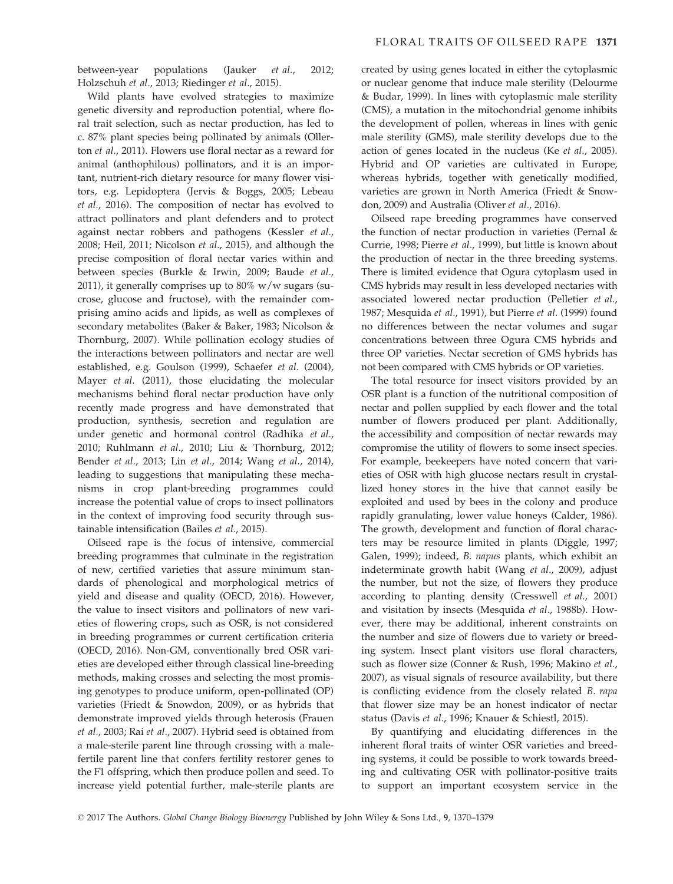between-year populations (Jauker *et al.*, 2012; Holzschuh *et al.*, 2013; Riedinger *et al.*, 2015).

Wild plants have evolved strategies to maximize genetic diversity and reproduction potential, where floral trait selection, such as nectar production, has led to c. 87% plant species being pollinated by animals (Ollerton *et al.*, 2011). Flowers use floral nectar as a reward for animal (anthophilous) pollinators, and it is an important, nutrient-rich dietary resource for many flower visitors, e.g. Lepidoptera (Jervis & Boggs, 2005; Lebeau *et al.*, 2016). The composition of nectar has evolved to attract pollinators and plant defenders and to protect against nectar robbers and pathogens (Kessler *et al.*, 2008; Heil, 2011; Nicolson *et al.*, 2015), and although the precise composition of floral nectar varies within and between species (Burkle & Irwin, 2009; Baude *et al.*, 2011), it generally comprises up to 80% w/w sugars (sucrose, glucose and fructose), with the remainder comprising amino acids and lipids, as well as complexes of secondary metabolites (Baker & Baker, 1983; Nicolson & Thornburg, 2007). While pollination ecology studies of the interactions between pollinators and nectar are well established, e.g. Goulson (1999), Schaefer *et al.* (2004), Mayer *et al.* (2011), those elucidating the molecular mechanisms behind floral nectar production have only recently made progress and have demonstrated that production, synthesis, secretion and regulation are under genetic and hormonal control (Radhika *et al.*, 2010; Ruhlmann *et al.*, 2010; Liu & Thornburg, 2012; Bender *et al.*, 2013; Lin *et al.*, 2014; Wang *et al.*, 2014), leading to suggestions that manipulating these mechanisms in crop plant-breeding programmes could increase the potential value of crops to insect pollinators in the context of improving food security through sustainable intensification (Bailes *et al.*, 2015).

Oilseed rape is the focus of intensive, commercial breeding programmes that culminate in the registration of new, certified varieties that assure minimum standards of phenological and morphological metrics of yield and disease and quality (OECD, 2016). However, the value to insect visitors and pollinators of new varieties of flowering crops, such as OSR, is not considered in breeding programmes or current certification criteria (OECD, 2016). Non-GM, conventionally bred OSR varieties are developed either through classical line-breeding methods, making crosses and selecting the most promising genotypes to produce uniform, open-pollinated (OP) varieties (Friedt & Snowdon, 2009), or as hybrids that demonstrate improved yields through heterosis (Frauen *et al.*, 2003; Rai *et al.*, 2007). Hybrid seed is obtained from a male-sterile parent line through crossing with a male-fertile parent line that confers fertility restorer genes to the F1 offspring, which then produce pollen and seed. To increase yield potential further, male-sterile plants are created by using genes located in either the cytoplasmic or nuclear genome that induce male sterility (Delourme & Budar, 1999). In lines with cytoplasmic male sterility (CMS), a mutation in the mitochondrial genome inhibits the development of pollen, whereas in lines with genic male sterility (GMS), male sterility develops due to the action of genes located in the nucleus (Ke *et al.*, 2005). Hybrid and OP varieties are cultivated in Europe, whereas hybrids, together with genetically modified, varieties are grown in North America (Friedt & Snowdon, 2009) and Australia (Oliver *et al.*, 2016).

Oilseed rape breeding programmes have conserved the function of nectar production in varieties (Pernal & Currie, 1998; Pierre *et al.*, 1999), but little is known about the production of nectar in the three breeding systems. There is limited evidence that Ogura cytoplasm used in CMS hybrids may result in less developed nectaries with associated lowered nectar production (Pelletier *et al.*, 1987; Mesquida *et al.*, 1991), but Pierre *et al.* (1999) found no differences between the nectar volumes and sugar concentrations between three Ogura CMS hybrids and three OP varieties. Nectar secretion of GMS hybrids has not been compared with CMS hybrids or OP varieties.

The total resource for insect visitors provided by an OSR plant is a function of the nutritional composition of nectar and pollen supplied by each flower and the total number of flowers produced per plant. Additionally, the accessibility and composition of nectar rewards may compromise the utility of flowers to some insect species. For example, beekeepers have noted concern that varieties of OSR with high glucose nectars result in crystallized honey stores in the hive that cannot easily be exploited and used by bees in the colony and produce rapidly granulating, lower value honeys (Calder, 1986). The growth, development and function of floral characters may be resource limited in plants (Diggle, 1997; Galen, 1999); indeed, *B. napus* plants, which exhibit an indeterminate growth habit (Wang *et al.*, 2009), adjust the number, but not the size, of flowers they produce according to planting density (Cresswell *et al.*, 2001) and visitation by insects (Mesquida *et al.*, 1988b). However, there may be additional, inherent constraints on the number and size of flowers due to variety or breeding system. Insect plant visitors use floral characters, such as flower size (Conner & Rush, 1996; Makino *et al.*, 2007), as visual signals of resource availability, but there is conflicting evidence from the closely related *B. rapa* that flower size may be an honest indicator of nectar status (Davis *et al.*, 1996; Knauer & Schiestl, 2015).

By quantifying and elucidating differences in the inherent floral traits of winter OSR varieties and breeding systems, it could be possible to work towards breeding and cultivating OSR with pollinator-positive traits to support an important ecosystem service in the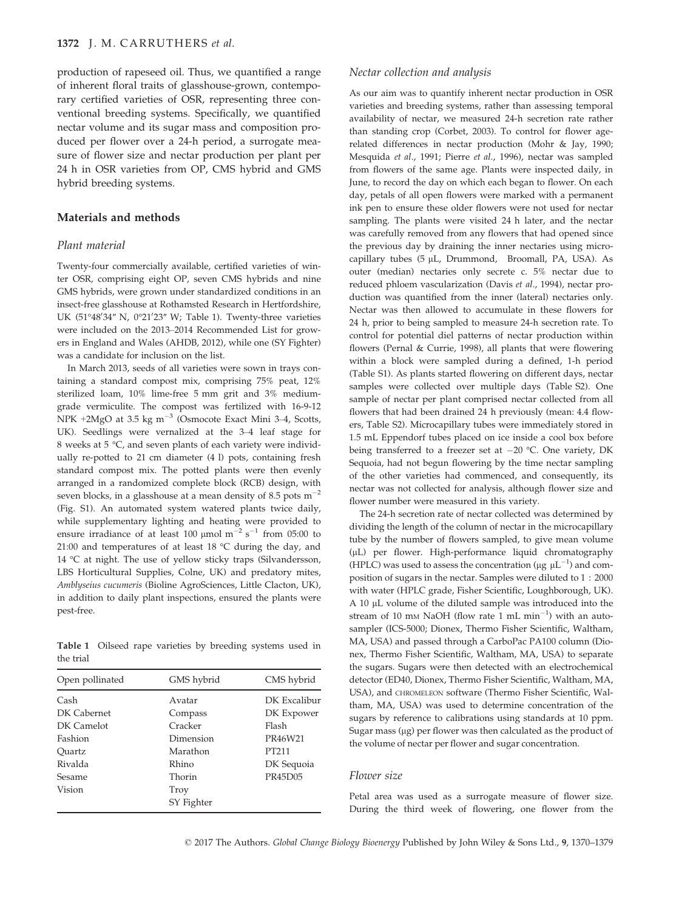production of rapeseed oil. Thus, we quantified a range of inherent floral traits of glasshouse-grown, contemporary certified varieties of OSR, representing three conventional breeding systems. Specifically, we quantified nectar volume and its sugar mass and composition produced per flower over a 24-h period, a surrogate measure of flower size and nectar production per plant per 24 h in OSR varieties from OP, CMS hybrid and GMS hybrid breeding systems.

## Materials and methods

### Plant material

Twenty-four commercially available, certified varieties of winter OSR, comprising eight OP, seven CMS hybrids and nine GMS hybrids, were grown under standardized conditions in an insect-free glasshouse at Rothamsted Research in Hertfordshire, UK (51°48′34″ N, 0°21′23″ W; Table 1). Twenty-three varieties were included on the 2013–2014 Recommended List for growers in England and Wales (AHDB, 2012), while one (SY Fighter) was a candidate for inclusion on the list.

In March 2013, seeds of all varieties were sown in trays containing a standard compost mix, comprising 75% peat, 12% sterilized loam, 10% lime-free 5 mm grit and 3% medium-grade vermiculite. The compost was fertilized with 16-9-12 NPK +2MgO at 3.5 kg $m^{-3}$ (Osmocote Exact Mini 3–4, Scotts, UK). Seedlings were vernalized at the 3–4 leaf stage for 8 weeks at 5 °C, and seven plants of each variety were individually re-potted to 21 cm diameter (4 l) pots, containing fresh standard compost mix. The potted plants were then evenly arranged in a randomized complete block (RCB) design, with seven blocks, in a glasshouse at a mean density of 8.5 pots $m^{-2}$ (Fig. S1). An automated system watered plants twice daily, while supplementary lighting and heating were provided to ensure irradiance of at least 100 μmol $m^{-2}$ $s^{-1}$ from 05:00 to 21:00 and temperatures of at least 18 °C during the day, and 14 °C at night. The use of yellow sticky traps (Silvandersson, LBS Horticultural Supplies, Colne, UK) and predatory mites, *Amblyseius cucumeris* (Bioline AgroSciences, Little Clacton, UK), in addition to daily plant inspections, ensured the plants were pest-free.

**Table 1** Oilseed rape varieties by breeding systems used in the trial

| Open pollinated | GMS hybrid | CMS hybrid |
|---|---|---|
| Cash | Avatar | DK Excalibur |
| DK Cabernet | Compass | DK Expower |
| DK Camelot | Cracker | Flash |
| Fashion | Dimension | PR46W21 |
| Quartz | Marathon | PT211 |
| Rivalda | Rhino | DK Sequoia |
| Sesame | Thorin | PR45D05 |
| Vision | Troy | |
| | SY Fighter | |

### Nectar collection and analysis

As our aim was to quantify inherent nectar production in OSR varieties and breeding systems, rather than assessing temporal availability of nectar, we measured 24-h secretion rate rather than standing crop (Corbet, 2003). To control for flower age-related differences in nectar production (Mohr & Jay, 1990; Mesquida *et al*., 1991; Pierre *et al*., 1996), nectar was sampled from flowers of the same age. Plants were inspected daily, in June, to record the day on which each began to flower. On each day, petals of all open flowers were marked with a permanent ink pen to ensure these older flowers were not used for nectar sampling. The plants were visited 24 h later, and the nectar was carefully removed from any flowers that had opened since the previous day by draining the inner nectaries using microcapillary tubes (5 μL, Drummond, Broomall, PA, USA). As outer (median) nectaries only secrete c. 5% nectar due to reduced phloem vascularization (Davis *et al*., 1994), nectar production was quantified from the inner (lateral) nectaries only. Nectar was then allowed to accumulate in these flowers for 24 h, prior to being sampled to measure 24-h secretion rate. To control for potential diel patterns of nectar production within flowers (Pernal & Currie, 1998), all plants that were flowering within a block were sampled during a defined, 1-h period (Table S1). As plants started flowering on different days, nectar samples were collected over multiple days (Table S2). One sample of nectar per plant comprised nectar collected from all flowers that had been drained 24 h previously (mean: 4.4 flowers, Table S2). Microcapillary tubes were immediately stored in 1.5 mL Eppendorf tubes placed on ice inside a cool box before being transferred to a freezer set at −20 °C. One variety, DK Sequoia, had not begun flowering by the time nectar sampling of the other varieties had commenced, and consequently, its nectar was not collected for analysis, although flower size and flower number were measured in this variety.

The 24-h secretion rate of nectar collected was determined by dividing the length of the column of nectar in the microcapillary tube by the number of flowers sampled, to give mean volume (μL) per flower. High-performance liquid chromatography (HPLC) was used to assess the concentration (μg $\mu L^{-1}$) and composition of sugars in the nectar. Samples were diluted to 1 : 2000 with water (HPLC grade, Fisher Scientific, Loughborough, UK). A 10 μL volume of the diluted sample was introduced into the stream of 10 mM NaOH (flow rate 1 mL $min^{-1}$) with an autosampler (ICS-5000; Dionex, Thermo Fisher Scientific, Waltham, MA, USA) and passed through a CarboPac PA100 column (Dionex, Thermo Fisher Scientific, Waltham, MA, USA) to separate the sugars. Sugars were then detected with an electrochemical detector (ED40, Dionex, Thermo Fisher Scientific, Waltham, MA, USA), and CHROMELEON software (Thermo Fisher Scientific, Waltham, MA, USA) was used to determine concentration of the sugars by reference to calibrations using standards at 10 ppm. Sugar mass (μg) per flower was then calculated as the product of the volume of nectar per flower and sugar concentration.

### Flower size

Petal area was used as a surrogate measure of flower size. During the third week of flowering, one flower from the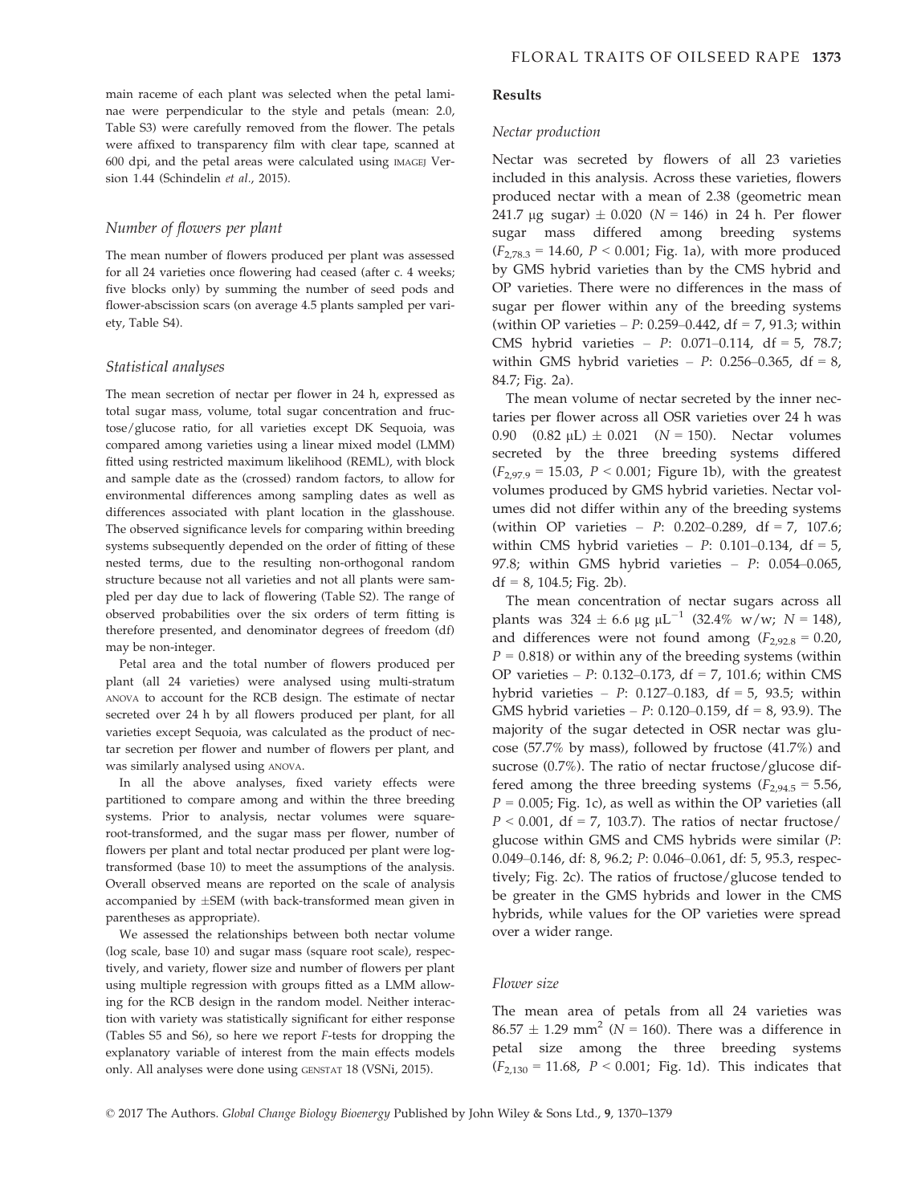main raceme of each plant was selected when the petal laminae were perpendicular to the style and petals (mean: 2.0, Table S3) were carefully removed from the flower. The petals were affixed to transparency film with clear tape, scanned at 600 dpi, and the petal areas were calculated using IMAGEJ Version 1.44 (Schindelin *et al.*, 2015).

### Number of flowers per plant

The mean number of flowers produced per plant was assessed for all 24 varieties once flowering had ceased (after c. 4 weeks; five blocks only) by summing the number of seed pods and flower-abscission scars (on average 4.5 plants sampled per variety, Table S4).

### Statistical analyses

The mean secretion of nectar per flower in 24 h, expressed as total sugar mass, volume, total sugar concentration and fructose/glucose ratio, for all varieties except DK Sequoia, was compared among varieties using a linear mixed model (LMM) fitted using restricted maximum likelihood (REML), with block and sample date as the (crossed) random factors, to allow for environmental differences among sampling dates as well as differences associated with plant location in the glasshouse. The observed significance levels for comparing within breeding systems subsequently depended on the order of fitting of these nested terms, due to the resulting non-orthogonal random structure because not all varieties and not all plants were sampled per day due to lack of flowering (Table S2). The range of observed probabilities over the six orders of term fitting is therefore presented, and denominator degrees of freedom (df) may be non-integer.

Petal area and the total number of flowers produced per plant (all 24 varieties) were analysed using multi-stratum ANOVA to account for the RCB design. The estimate of nectar secreted over 24 h by all flowers produced per plant, for all varieties except Sequoia, was calculated as the product of nectar secretion per flower and number of flowers per plant, and was similarly analysed using ANOVA.

In all the above analyses, fixed variety effects were partitioned to compare among and within the three breeding systems. Prior to analysis, nectar volumes were square-root-transformed, and the sugar mass per flower, number of flowers per plant and total nectar produced per plant were log-transformed (base 10) to meet the assumptions of the analysis. Overall observed means are reported on the scale of analysis accompanied by ±SEM (with back-transformed mean given in parentheses as appropriate).

We assessed the relationships between both nectar volume (log scale, base 10) and sugar mass (square root scale), respectively, and variety, flower size and number of flowers per plant using multiple regression with groups fitted as a LMM allowing for the RCB design in the random model. Neither interaction with variety was statistically significant for either response (Tables S5 and S6), so here we report *F*-tests for dropping the explanatory variable of interest from the main effects models only. All analyses were done using GENSTAT 18 (VSNi, 2015).

## Results

### Nectar production

Nectar was secreted by flowers of all 23 varieties included in this analysis. Across these varieties, flowers produced nectar with a mean of 2.38 (geometric mean 241.7 μg sugar) ± 0.020 ($N = 146$) in 24 h. Per flower sugar mass differed among breeding systems ($F_{2,78.3} = 14.60$, $P < 0.001$; Fig. 1a), with more produced by GMS hybrid varieties than by the CMS hybrid and OP varieties. There were no differences in the mass of sugar per flower within any of the breeding systems (within OP varieties – *P*: 0.259–0.442, df = 7, 91.3; within CMS hybrid varieties – *P*: 0.071–0.114, df = 5, 78.7; within GMS hybrid varieties – *P*: 0.256–0.365, df = 8, 84.7; Fig. 2a).

The mean volume of nectar secreted by the inner nectaries per flower across all OSR varieties over 24 h was 0.90 (0.82 μL) ± 0.021 ($N = 150$). Nectar volumes secreted by the three breeding systems differed ($F_{2,97.9} = 15.03$, $P < 0.001$; Figure 1b), with the greatest volumes produced by GMS hybrid varieties. Nectar volumes did not differ within any of the breeding systems (within OP varieties – *P*: 0.202–0.289, df = 7, 107.6; within CMS hybrid varieties – *P*: 0.101–0.134, df = 5, 97.8; within GMS hybrid varieties – *P*: 0.054–0.065, df = 8, 104.5; Fig. 2b).

The mean concentration of nectar sugars across all plants was 324 ± 6.6 μg $\mu L^{-1}$ (32.4% w/w; $N = 148$), and differences were not found among ($F_{2,92.8} = 0.20$, $P = 0.818$) or within any of the breeding systems (within OP varieties – *P*: 0.132–0.173, df = 7, 101.6; within CMS hybrid varieties – *P*: 0.127–0.183, df = 5, 93.5; within GMS hybrid varieties – *P*: 0.120–0.159, df = 8, 93.9). The majority of the sugar detected in OSR nectar was glucose (57.7% by mass), followed by fructose (41.7%) and sucrose (0.7%). The ratio of nectar fructose/glucose differed among the three breeding systems ($F_{2,94.5} = 5.56$, $P = 0.005$; Fig. 1c), as well as within the OP varieties (all $P < 0.001$, df = 7, 103.7). The ratios of nectar fructose/glucose within GMS and CMS hybrids were similar (*P*: 0.049–0.146, df: 8, 96.2; *P*: 0.046–0.061, df: 5, 95.3, respectively; Fig. 2c). The ratios of fructose/glucose tended to be greater in the GMS hybrids and lower in the CMS hybrids, while values for the OP varieties were spread over a wider range.

### Flower size

The mean area of petals from all 24 varieties was 86.57 ± 1.29 $mm^2$ ($N = 160$). There was a difference in petal size among the three breeding systems ($F_{2,130} = 11.68$, $P < 0.001$; Fig. 1d). This indicates that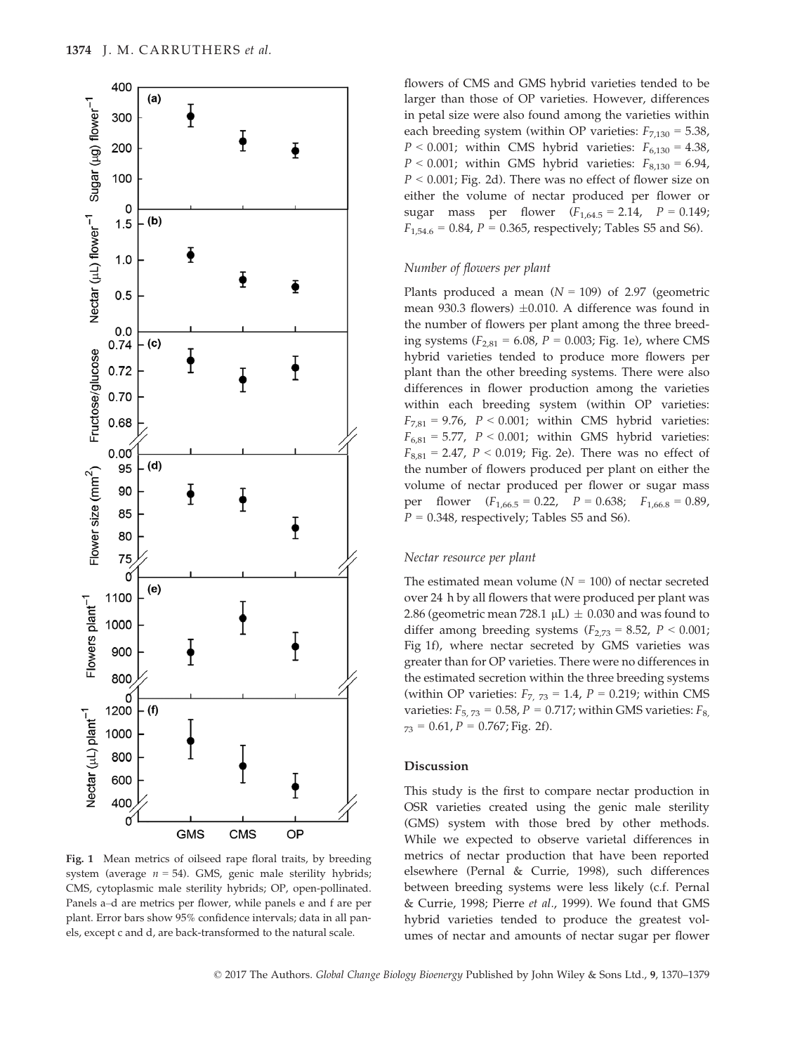Fig. 1 Mean metrics of oilseed rape floral traits, by breeding system (average $n = 54$). GMS, genic male sterility hybrids; CMS, cytoplasmic male sterility hybrids; OP, open-pollinated. Panels a–d are metrics per flower, while panels e and f are per plant. Error bars show 95% confidence intervals; data in all panels, except c and d, are back-transformed to the natural scale.

flowers of CMS and GMS hybrid varieties tended to be larger than those of OP varieties. However, differences in petal size were also found among the varieties within each breeding system (within OP varieties: $F_{7,130} = 5.38$, $P < 0.001$; within CMS hybrid varieties: $F_{6,130} = 4.38$, $P < 0.001$; within GMS hybrid varieties: $F_{8,130} = 6.94$, $P < 0.001$; Fig. 2d). There was no effect of flower size on either the volume of nectar produced per flower or sugar mass per flower ($F_{1,64.5} = 2.14$, $P = 0.149$; $F_{1,54.6} = 0.84$, $P = 0.365$, respectively; Tables S5 and S6).

### *Number of flowers per plant*

Plants produced a mean ($N = 109$) of 2.97 (geometric mean 930.3 flowers) ±0.010. A difference was found in the number of flowers per plant among the three breeding systems ($F_{2,81} = 6.08$, $P = 0.003$; Fig. 1e), where CMS hybrid varieties tended to produce more flowers per plant than the other breeding systems. There were also differences in flower production among the varieties within each breeding system (within OP varieties: $F_{7,81} = 9.76$, $P < 0.001$; within CMS hybrid varieties: $F_{6,81} = 5.77$, $P < 0.001$; within GMS hybrid varieties: $F_{8,81} = 2.47$, $P < 0.019$; Fig. 2e). There was no effect of the number of flowers produced per plant on either the volume of nectar produced per flower or sugar mass per flower ($F_{1,66.5} = 0.22$, $P = 0.638$; $F_{1,66.8} = 0.89$, $P = 0.348$, respectively; Tables S5 and S6).

### *Nectar resource per plant*

The estimated mean volume ($N = 100$) of nectar secreted over 24 h by all flowers that were produced per plant was 2.86 (geometric mean 728.1 μL) ± 0.030 and was found to differ among breeding systems ($F_{2,73} = 8.52$, $P < 0.001$; Fig 1f), where nectar secreted by GMS varieties was greater than for OP varieties. There were no differences in the estimated secretion within the three breeding systems (within OP varieties: $F_{7,73} = 1.4$, $P = 0.219$; within CMS varieties: $F_{5,73} = 0.58$, $P = 0.717$; within GMS varieties: $F_{8,73} = 0.61$, $P = 0.767$; Fig. 2f).

## Discussion

This study is the first to compare nectar production in OSR varieties created using the genic male sterility (GMS) system with those bred by other methods. While we expected to observe varietal differences in metrics of nectar production that have been reported elsewhere (Pernal & Currie, 1998), such differences between breeding systems were less likely (c.f. Pernal & Currie, 1998; Pierre *et al*., 1999). We found that GMS hybrid varieties tended to produce the greatest volumes of nectar and amounts of nectar sugar per flower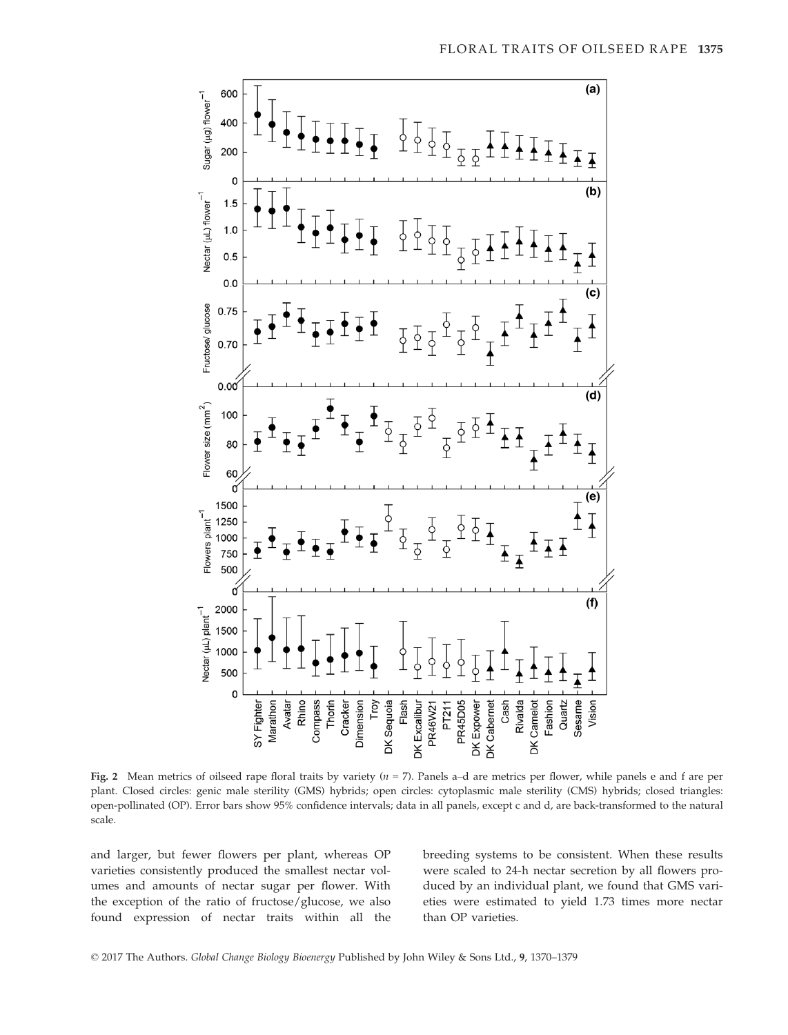**Fig. 2** Mean metrics of oilseed rape floral traits by variety ($n$ = 7). Panels a–d are metrics per flower, while panels e and f are per plant. Closed circles: genic male sterility (GMS) hybrids; open circles: cytoplasmic male sterility (CMS) hybrids; closed triangles: open-pollinated (OP). Error bars show 95% confidence intervals; data in all panels, except c and d, are back-transformed to the natural scale.

and larger, but fewer flowers per plant, whereas OP varieties consistently produced the smallest nectar volumes and amounts of nectar sugar per flower. With the exception of the ratio of fructose/glucose, we also found expression of nectar traits within all the breeding systems to be consistent. When these results were scaled to 24-h nectar secretion by all flowers produced by an individual plant, we found that GMS varieties were estimated to yield 1.73 times more nectar than OP varieties.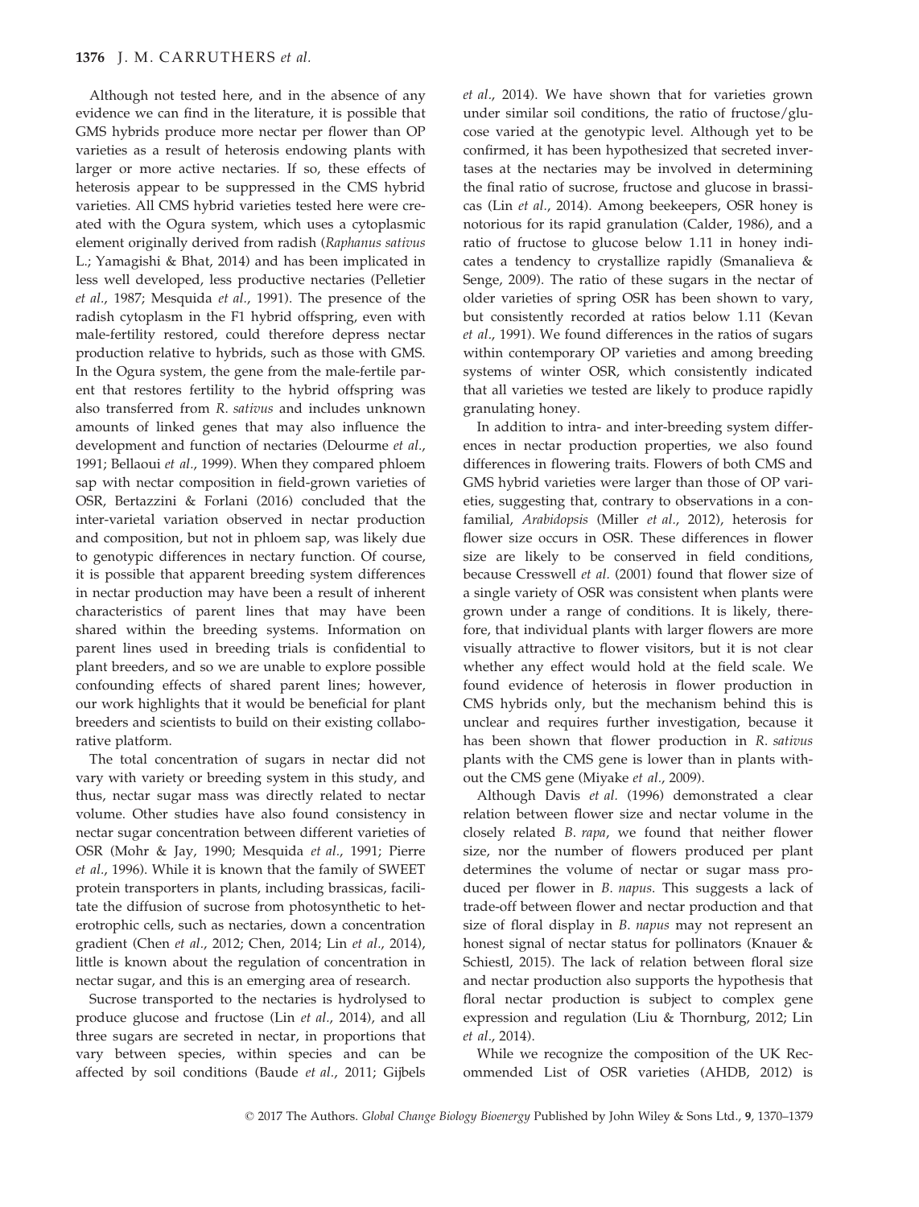Although not tested here, and in the absence of any evidence we can find in the literature, it is possible that GMS hybrids produce more nectar per flower than OP varieties as a result of heterosis endowing plants with larger or more active nectaries. If so, these effects of heterosis appear to be suppressed in the CMS hybrid varieties. All CMS hybrid varieties tested here were created with the Ogura system, which uses a cytoplasmic element originally derived from radish (*Raphanus sativus* L.; Yamagishi & Bhat, 2014) and has been implicated in less well developed, less productive nectaries (Pelletier *et al.*, 1987; Mesquida *et al.*, 1991). The presence of the radish cytoplasm in the F1 hybrid offspring, even with male-fertility restored, could therefore depress nectar production relative to hybrids, such as those with GMS. In the Ogura system, the gene from the male-fertile parent that restores fertility to the hybrid offspring was also transferred from *R. sativus* and includes unknown amounts of linked genes that may also influence the development and function of nectaries (Delourme *et al.*, 1991; Bellaoui *et al.*, 1999). When they compared phloem sap with nectar composition in field-grown varieties of OSR, Bertazzini & Forlani (2016) concluded that the inter-varietal variation observed in nectar production and composition, but not in phloem sap, was likely due to genotypic differences in nectary function. Of course, it is possible that apparent breeding system differences in nectar production may have been a result of inherent characteristics of parent lines that may have been shared within the breeding systems. Information on parent lines used in breeding trials is confidential to plant breeders, and so we are unable to explore possible confounding effects of shared parent lines; however, our work highlights that it would be beneficial for plant breeders and scientists to build on their existing collaborative platform.

The total concentration of sugars in nectar did not vary with variety or breeding system in this study, and thus, nectar sugar mass was directly related to nectar volume. Other studies have also found consistency in nectar sugar concentration between different varieties of OSR (Mohr & Jay, 1990; Mesquida *et al.*, 1991; Pierre *et al.*, 1996). While it is known that the family of SWEET protein transporters in plants, including brassicas, facilitate the diffusion of sucrose from photosynthetic to heterotrophic cells, such as nectaries, down a concentration gradient (Chen *et al.*, 2012; Chen, 2014; Lin *et al.*, 2014), little is known about the regulation of concentration in nectar sugar, and this is an emerging area of research.

Sucrose transported to the nectaries is hydrolysed to produce glucose and fructose (Lin *et al.*, 2014), and all three sugars are secreted in nectar, in proportions that vary between species, within species and can be affected by soil conditions (Baude *et al.*, 2011; Gijbels *et al.*, 2014). We have shown that for varieties grown under similar soil conditions, the ratio of fructose/glucose varied at the genotypic level. Although yet to be confirmed, it has been hypothesized that secreted invertases at the nectaries may be involved in determining the final ratio of sucrose, fructose and glucose in brassicas (Lin *et al.*, 2014). Among beekeepers, OSR honey is notorious for its rapid granulation (Calder, 1986), and a ratio of fructose to glucose below 1.11 in honey indicates a tendency to crystallize rapidly (Smanalieva & Senge, 2009). The ratio of these sugars in the nectar of older varieties of spring OSR has been shown to vary, but consistently recorded at ratios below 1.11 (Kevan *et al.*, 1991). We found differences in the ratios of sugars within contemporary OP varieties and among breeding systems of winter OSR, which consistently indicated that all varieties we tested are likely to produce rapidly granulating honey.

In addition to intra- and inter-breeding system differences in nectar production properties, we also found differences in flowering traits. Flowers of both CMS and GMS hybrid varieties were larger than those of OP varieties, suggesting that, contrary to observations in a confamilial, *Arabidopsis* (Miller *et al.*, 2012), heterosis for flower size occurs in OSR. These differences in flower size are likely to be conserved in field conditions, because Cresswell *et al.* (2001) found that flower size of a single variety of OSR was consistent when plants were grown under a range of conditions. It is likely, therefore, that individual plants with larger flowers are more visually attractive to flower visitors, but it is not clear whether any effect would hold at the field scale. We found evidence of heterosis in flower production in CMS hybrids only, but the mechanism behind this is unclear and requires further investigation, because it has been shown that flower production in *R. sativus* plants with the CMS gene is lower than in plants without the CMS gene (Miyake *et al.*, 2009).

Although Davis *et al.* (1996) demonstrated a clear relation between flower size and nectar volume in the closely related *B. rapa*, we found that neither flower size, nor the number of flowers produced per plant determines the volume of nectar or sugar mass produced per flower in *B. napus*. This suggests a lack of trade-off between flower and nectar production and that size of floral display in *B. napus* may not represent an honest signal of nectar status for pollinators (Knauer & Schiestl, 2015). The lack of relation between floral size and nectar production also supports the hypothesis that floral nectar production is subject to complex gene expression and regulation (Liu & Thornburg, 2012; Lin *et al.*, 2014).

While we recognize the composition of the UK Recommended List of OSR varieties (AHDB, 2012) is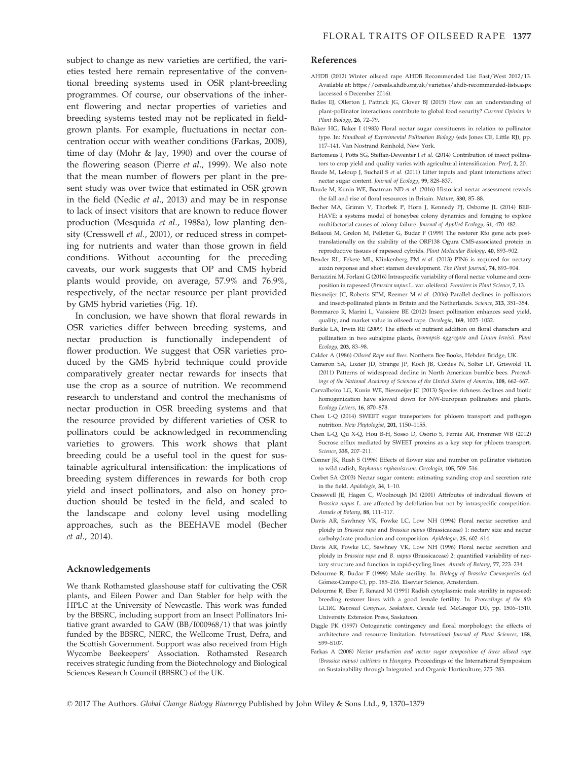subject to change as new varieties are certified, the varieties tested here remain representative of the conventional breeding systems used in OSR plant-breeding programmes. Of course, our observations of the inherent flowering and nectar properties of varieties and breeding systems tested may not be replicated in field-grown plants. For example, fluctuations in nectar concentration occur with weather conditions (Farkas, 2008), time of day (Mohr & Jay, 1990) and over the course of the flowering season (Pierre *et al*., 1999). We also note that the mean number of flowers per plant in the present study was over twice that estimated in OSR grown in the field (Nedic *et al*., 2013) and may be in response to lack of insect visitors that are known to reduce flower production (Mesquida *et al*., 1988a), low planting density (Cresswell *et al*., 2001), or reduced stress in competing for nutrients and water than those grown in field conditions. Without accounting for the preceding caveats, our work suggests that OP and CMS hybrid plants would provide, on average, 57.9% and 76.9%, respectively, of the nectar resource per plant provided by GMS hybrid varieties (Fig. 1f).

In conclusion, we have shown that floral rewards in OSR varieties differ between breeding systems, and nectar production is functionally independent of flower production. We suggest that OSR varieties produced by the GMS hybrid technique could provide comparatively greater nectar rewards for insects that use the crop as a source of nutrition. We recommend research to understand and control the mechanisms of nectar production in OSR breeding systems and that the resource provided by different varieties of OSR to pollinators could be acknowledged in recommending varieties to growers. This work shows that plant breeding could be a useful tool in the quest for sustainable agricultural intensification: the implications of breeding system differences in rewards for both crop yield and insect pollinators, and also on honey production should be tested in the field, and scaled to the landscape and colony level using modelling approaches, such as the BEEHAVE model (Becher *et al*., 2014).

## Acknowledgements

We thank Rothamsted glasshouse staff for cultivating the OSR plants, and Eileen Power and Dan Stabler for help with the HPLC at the University of Newcastle. This work was funded by the BBSRC, including support from an Insect Pollinators Initiative grant awarded to GAW (BB/I000968/1) that was jointly funded by the BBSRC, NERC, the Wellcome Trust, Defra, and the Scottish Government. Support was also received from High Wycombe Beekeepers' Association. Rothamsted Research receives strategic funding from the Biotechnology and Biological Sciences Research Council (BBSRC) of the UK.

## References

AHDB (2012) Winter oilseed rape AHDB Recommended List East/West 2012/13. Available at: https://cereals.ahdb.org.uk/varieties/ahdb-recommended-lists.aspx (accessed 6 December 2016).

Bailes EJ, Ollerton J, Pattrick JG, Glover BJ (2015) How can an understanding of plant-pollinator interactions contribute to global food security? *Current Opinion in Plant Biology*, **26**, 72–79.

Baker HG, Baker I (1983) Floral nectar sugar constituents in relation to pollinator type. In: *Handbook of Experimental Pollination Biology* (eds Jones CE, Little RJ), pp. 117–141. Van Nostrand Reinhold, New York.

Bartomeus I, Potts SG, Steffan-Dewenter I *et al*. (2014) Contribution of insect pollinators to crop yield and quality varies with agricultural intensification. *PeerJ*, **2**, 20.

Baude M, Leloup J, Suchail S *et al*. (2011) Litter inputs and plant interactions affect nectar sugar content. *Journal of Ecology*, **99**, 828–837.

Baude M, Kunin WE, Boatman ND *et al*. (2016) Historical nectar assessment reveals the fall and rise of floral resources in Britain. *Nature*, **530**, 85–88.

Becher MA, Grimm V, Thorbek P, Horn J, Kennedy PJ, Osborne JL (2014) BEEHAVE: a systems model of honeybee colony dynamics and foraging to explore multifactorial causes of colony failure. *Journal of Applied Ecology*, **51**, 470–482.

Bellaoui M, Grelon M, Pelletier G, Budar F (1999) The restorer Rfo gene acts post-translationally on the stability of the ORF138 Ogura CMS-associated protein in reproductive tissues of rapeseed cybrids. *Plant Molecular Biology*, **40**, 893–902.

Bender RL, Fekete ML, Klinkenberg PM *et al*. (2013) PIN6 is required for nectary auxin response and short stamen development. *The Plant Journal*, **74**, 893–904.

Bertazzini M, Forlani G (2016) Intraspecific variability of floral nectar volume and composition in rapeseed (*Brassica napus* L. var. oleifera). *Frontiers in Plant Science*, **7**, 13.

Biesmeijer JC, Roberts SPM, Reemer M *et al*. (2006) Parallel declines in pollinators and insect-pollinated plants in Britain and the Netherlands. *Science*, **313**, 351–354.

Bommarco R, Marini L, Vaissiere BE (2012) Insect pollination enhances seed yield, quality, and market value in oilseed rape. *Oecologia*, **169**, 1025–1032.

Burkle LA, Irwin RE (2009) The effects of nutrient addition on floral characters and pollination in two subalpine plants, *Ipomopsis aggregata* and *Linum lewisii*. *Plant Ecology*, **203**, 83–98.

Calder A (1986) *Oilseed Rape and Bees*. Northern Bee Books, Hebden Bridge, UK.

Cameron SA, Lozier JD, Strange JP, Koch JB, Cordes N, Solter LF, Griswold TL (2011) Patterns of widespread decline in North American bumble bees. *Proceedings of the National Academy of Sciences of the United States of America*, **108**, 662–667.

Carvalheiro LG, Kunin WE, Biesmeijer JC (2013) Species richness declines and biotic homogenization have slowed down for NW-European pollinators and plants. *Ecology Letters*, **16**, 870–878.

Chen L-Q (2014) SWEET sugar transporters for phloem transport and pathogen nutrition. *New Phytologist*, **201**, 1150–1155.

Chen L-Q, Qu X-Q, Hou B-H, Sosso D, Osorio S, Fernie AR, Frommer WB (2012) Sucrose efflux mediated by SWEET proteins as a key step for phloem transport. *Science*, **335**, 207–211.

Conner JK, Rush S (1996) Effects of flower size and number on pollinator visitation to wild radish, *Raphanus raphanistrum*. *Oecologia*, **105**, 509–516.

Corbet SA (2003) Nectar sugar content: estimating standing crop and secretion rate in the field. *Apidologie*, **34**, 1–10.

Cresswell JE, Hagen C, Woolnough JM (2001) Attributes of individual flowers of *Brassica napus* L. are affected by defoliation but not by intraspecific competition. *Annals of Botany*, **88**, 111–117.

Davis AR, Sawhney VK, Fowke LC, Low NH (1994) Floral nectar secretion and ploidy in *Brassica rapa* and *Brassica napus* (Brassicaceae) 1: nectary size and nectar carbohydrate production and composition. *Apidologie*, **25**, 602–614.

Davis AR, Fowke LC, Sawhney VK, Low NH (1996) Floral nectar secretion and ploidy in *Brassica rapa* and *B. napus* (Brassicaceae) 2: quantified variability of nectary structure and function in rapid-cycling lines. *Annals of Botany*, **77**, 223–234.

Delourme R, Budar F (1999) Male sterility. In: *Biology of Brassica Coenospecies* (ed Gómez-Campo C), pp. 185–216. Elsevier Science, Amsterdam.

Delourme R, Eber F, Renard M (1991) Radish cytoplasmic male sterility in rapeseed: breeding restorer lines with a good female fertility. In: *Proceedings of the 8th GCIRC Rapeseed Congress, Saskatoon, Canada* (ed. McGregor DI), pp. 1506–1510. University Extension Press, Saskatoon.

Diggle PK (1997) Ontogenetic contingency and floral morphology: the effects of architecture and resource limitation. *International Journal of Plant Sciences*, **158**, S99–S107.

Farkas A (2008) *Nectar production and nectar sugar composition of three oilseed rape (Brassica napus) cultivars in Hungary*. Proceedings of the International Symposium on Sustainability through Integrated and Organic Horticulture, 275–283.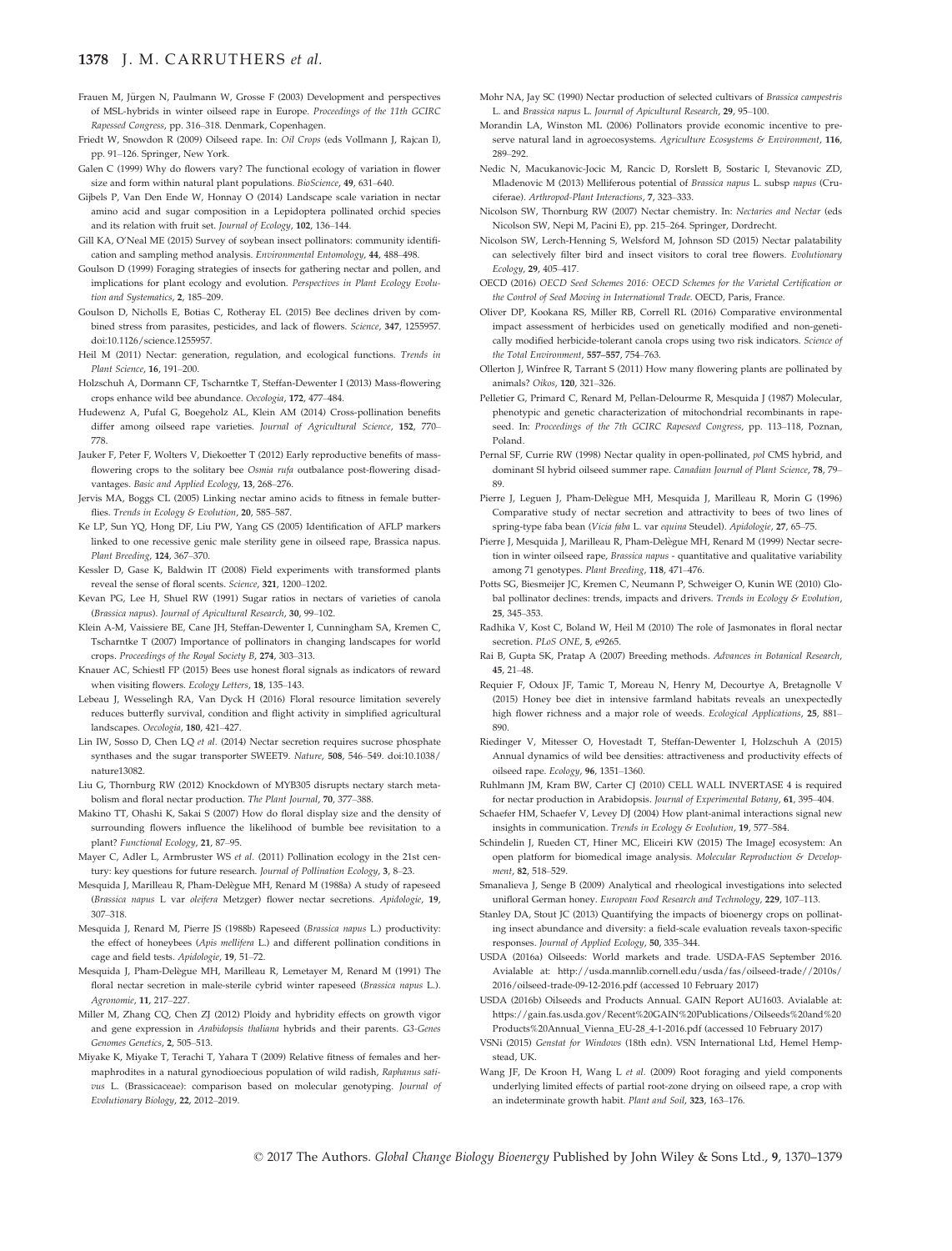Frauen M, Jürgen N, Paulmann W, Grosse F (2003) Development and perspectives of MSL-hybrids in winter oilseed rape in Europe. *Proceedings of the 11th GCIRC Rapessed Congress*, pp. 316–318. Denmark, Copenhagen.

Friedt W, Snowdon R (2009) Oilseed rape. In: *Oil Crops* (eds Vollmann J, Rajcan I), pp. 91–126. Springer, New York.

Galen C (1999) Why do flowers vary? The functional ecology of variation in flower size and form within natural plant populations. *BioScience*, **49**, 631–640.

Gijbels P, Van Den Ende W, Honnay O (2014) Landscape scale variation in nectar amino acid and sugar composition in a Lepidoptera pollinated orchid species and its relation with fruit set. *Journal of Ecology*, **102**, 136–144.

Gill KA, O'Neal ME (2015) Survey of soybean insect pollinators: community identification and sampling method analysis. *Environmental Entomology*, **44**, 488–498.

Goulson D (1999) Foraging strategies of insects for gathering nectar and pollen, and implications for plant ecology and evolution. *Perspectives in Plant Ecology Evolution and Systematics*, **2**, 185–209.

Goulson D, Nicholls E, Botias C, Rotheray EL (2015) Bee declines driven by combined stress from parasites, pesticides, and lack of flowers. *Science*, **347**, 1255957. doi:10.1126/science.1255957.

Heil M (2011) Nectar: generation, regulation, and ecological functions. *Trends in Plant Science*, **16**, 191–200.

Holzschuh A, Dormann CF, Tscharntke T, Steffan-Dewenter I (2013) Mass-flowering crops enhance wild bee abundance. *Oecologia*, **172**, 477–484.

Hudewenz A, Pufal G, Boegeholz AL, Klein AM (2014) Cross-pollination benefits differ among oilseed rape varieties. *Journal of Agricultural Science*, **152**, 770–778.

Jauker F, Peter F, Wolters V, Diekoetter T (2012) Early reproductive benefits of mass-flowering crops to the solitary bee *Osmia rufa* outbalance post-flowering disadvantages. *Basic and Applied Ecology*, **13**, 268–276.

Jervis MA, Boggs CL (2005) Linking nectar amino acids to fitness in female butterflies. *Trends in Ecology & Evolution*, **20**, 585–587.

Ke LP, Sun YQ, Hong DF, Liu PW, Yang GS (2005) Identification of AFLP markers linked to one recessive genic male sterility gene in oilseed rape, Brassica napus. *Plant Breeding*, **124**, 367–370.

Kessler D, Gase K, Baldwin IT (2008) Field experiments with transformed plants reveal the sense of floral scents. *Science*, **321**, 1200–1202.

Kevan PG, Lee H, Shuel RW (1991) Sugar ratios in nectars of varieties of canola (*Brassica napus*). *Journal of Apicultural Research*, **30**, 99–102.

Klein A-M, Vaissiere BE, Cane JH, Steffan-Dewenter I, Cunningham SA, Kremen C, Tscharntke T (2007) Importance of pollinators in changing landscapes for world crops. *Proceedings of the Royal Society B*, **274**, 303–313.

Knauer AC, Schiestl FP (2015) Bees use honest floral signals as indicators of reward when visiting flowers. *Ecology Letters*, **18**, 135–143.

Lebeau J, Wesselingh RA, Van Dyck H (2016) Floral resource limitation severely reduces butterfly survival, condition and flight activity in simplified agricultural landscapes. *Oecologia*, **180**, 421–427.

Lin IW, Sosso D, Chen LQ *et al.* (2014) Nectar secretion requires sucrose phosphate synthases and the sugar transporter SWEET9. *Nature*, **508**, 546–549. doi:10.1038/nature13082.

Liu G, Thornburg RW (2012) Knockdown of MYB305 disrupts nectary starch metabolism and floral nectar production. *The Plant Journal*, **70**, 377–388.

Makino TT, Ohashi K, Sakai S (2007) How do floral display size and the density of surrounding flowers influence the likelihood of bumble bee revisitation to a plant? *Functional Ecology*, **21**, 87–95.

Mayer C, Adler L, Armbruster WS *et al.* (2011) Pollination ecology in the 21st century: key questions for future research. *Journal of Pollination Ecology*, **3**, 8–23.

Mesquida J, Marilleau R, Pham-Delègue MH, Renard M (1988a) A study of rapeseed (*Brassica napus* L var *oleifera* Metzger) flower nectar secretions. *Apidologie*, **19**, 307–318.

Mesquida J, Renard M, Pierre JS (1988b) Rapeseed (*Brassica napus* L.) productivity: the effect of honeybees (*Apis mellifera* L.) and different pollination conditions in cage and field tests. *Apidologie*, **19**, 51–72.

Mesquida J, Pham-Delègue MH, Marilleau R, Lemetayer M, Renard M (1991) The floral nectar secretion in male-sterile cybrid winter rapeseed (*Brassica napus* L.). *Agronomie*, **11**, 217–227.

Miller M, Zhang CQ, Chen ZJ (2012) Ploidy and hybridity effects on growth vigor and gene expression in *Arabidopsis thaliana* hybrids and their parents. *G3-Genes Genomes Genetics*, **2**, 505–513.

Miyake K, Miyake T, Terachi T, Yahara T (2009) Relative fitness of females and hermaphrodites in a natural gynodioecious population of wild radish, *Raphanus sativus* L. (Brassicaceae): comparison based on molecular genotyping. *Journal of Evolutionary Biology*, **22**, 2012–2019.

Mohr NA, Jay SC (1990) Nectar production of selected cultivars of *Brassica campestris* L. and *Brassica napus* L. *Journal of Apicultural Research*, **29**, 95–100.

Morandin LA, Winston ML (2006) Pollinators provide economic incentive to preserve natural land in agroecosystems. *Agriculture Ecosystems & Environment*, **116**, 289–292.

Nedic N, Macukanovic-Jocic M, Rancic D, Rorslett B, Sostaric I, Stevanovic ZD, Mladenovic M (2013) Melliferous potential of *Brassica napus* L. subsp *napus* (Cruciferae). *Arthropod-Plant Interactions*, **7**, 323–333.

Nicolson SW, Thornburg RW (2007) Nectar chemistry. In: *Nectaries and Nectar* (eds Nicolson SW, Nepi M, Pacini E), pp. 215–264. Springer, Dordrecht.

Nicolson SW, Lerch-Henning S, Welsford M, Johnson SD (2015) Nectar palatability can selectively filter bird and insect visitors to coral tree flowers. *Evolutionary Ecology*, **29**, 405–417.

OECD (2016) *OECD Seed Schemes 2016: OECD Schemes for the Varietal Certification or the Control of Seed Moving in International Trade*. OECD, Paris, France.

Oliver DP, Kookana RS, Miller RB, Correll RL (2016) Comparative environmental impact assessment of herbicides used on genetically modified and non-genetically modified herbicide-tolerant canola crops using two risk indicators. *Science of the Total Environment*, **557–557**, 754–763.

Ollerton J, Winfree R, Tarrant S (2011) How many flowering plants are pollinated by animals? *Oikos*, **120**, 321–326.

Pelletier G, Primard C, Renard M, Pellan-Delourme R, Mesquida J (1987) Molecular, phenotypic and genetic characterization of mitochondrial recombinants in rapeseed. In: *Proceedings of the 7th GCIRC Rapeseed Congress*, pp. 113–118, Poznan, Poland.

Pernal SF, Currie RW (1998) Nectar quality in open-pollinated, *pol* CMS hybrid, and dominant SI hybrid oilseed summer rape. *Canadian Journal of Plant Science*, **78**, 79–89.

Pierre J, Leguen J, Pham-Delègue MH, Mesquida J, Marilleau R, Morin G (1996) Comparative study of nectar secretion and attractivity to bees of two lines of spring-type faba bean (*Vicia faba* L. var *equina* Steudel). *Apidologie*, **27**, 65–75.

Pierre J, Mesquida J, Marilleau R, Pham-Delègue MH, Renard M (1999) Nectar secretion in winter oilseed rape, *Brassica napus* - quantitative and qualitative variability among 71 genotypes. *Plant Breeding*, **118**, 471–476.

Potts SG, Biesmeijer JC, Kremen C, Neumann P, Schweiger O, Kunin WE (2010) Global pollinator declines: trends, impacts and drivers. *Trends in Ecology & Evolution*, **25**, 345–353.

Radhika V, Kost C, Boland W, Heil M (2010) The role of Jasmonates in floral nectar secretion. *PLoS ONE*, **5**, e9265.

Rai B, Gupta SK, Pratap A (2007) Breeding methods. *Advances in Botanical Research*, **45**, 21–48.

Requier F, Odoux JF, Tamic T, Moreau N, Henry M, Decourtye A, Bretagnolle V (2015) Honey bee diet in intensive farmland habitats reveals an unexpectedly high flower richness and a major role of weeds. *Ecological Applications*, **25**, 881–890.

Riedinger V, Mitesser O, Hovestadt T, Steffan-Dewenter I, Holzschuh A (2015) Annual dynamics of wild bee densities: attractiveness and productivity effects of oilseed rape. *Ecology*, **96**, 1351–1360.

Ruhlmann JM, Kram BW, Carter CJ (2010) CELL WALL INVERTASE 4 is required for nectar production in Arabidopsis. *Journal of Experimental Botany*, **61**, 395–404.

Schaefer HM, Schaefer V, Levey DJ (2004) How plant-animal interactions signal new insights in communication. *Trends in Ecology & Evolution*, **19**, 577–584.

Schindelin J, Rueden CT, Hiner MC, Eliceiri KW (2015) The ImageJ ecosystem: An open platform for biomedical image analysis. *Molecular Reproduction & Development*, **82**, 518–529.

Smanalieva J, Senge B (2009) Analytical and rheological investigations into selected unifloral German honey. *European Food Research and Technology*, **229**, 107–113.

Stanley DA, Stout JC (2013) Quantifying the impacts of bioenergy crops on pollinating insect abundance and diversity: a field-scale evaluation reveals taxon-specific responses. *Journal of Applied Ecology*, **50**, 335–344.

USDA (2016a) Oilseeds: World markets and trade. USDA-FAS September 2016. Avialable at: http://usda.mannlib.cornell.edu/usda/fas/oilseed-trade//2010s/2016/oilseed-trade-09-12-2016.pdf (accessed 10 February 2017)

USDA (2016b) Oilseeds and Products Annual. GAIN Report AU1603. Avialable at: https://gain.fas.usda.gov/Recent%20GAIN%20Publications/Oilseeds%20and%20Products%20Annual_Vienna_EU-28_4-1-2016.pdf (accessed 10 February 2017)

VSNi (2015) *Genstat for Windows* (18th edn). VSN International Ltd, Hemel Hempstead, UK.

Wang JF, De Kroon H, Wang L *et al.* (2009) Root foraging and yield components underlying limited effects of partial root-zone drying on oilseed rape, a crop with an indeterminate growth habit. *Plant and Soil*, **323**, 163–176.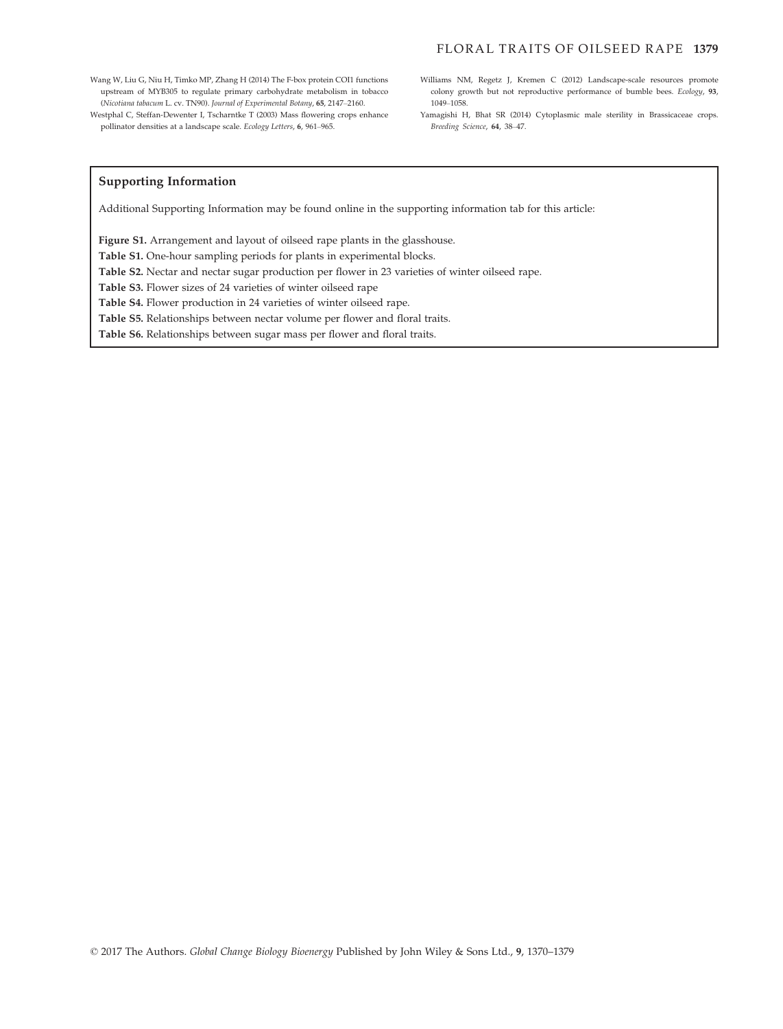Wang W, Liu G, Niu H, Timko MP, Zhang H (2014) The F-box protein COI1 functions upstream of MYB305 to regulate primary carbohydrate metabolism in tobacco (*Nicotiana tabacum* L. cv. TN90). *Journal of Experimental Botany*, **65**, 2147–2160.

Westphal C, Steffan-Dewenter I, Tscharntke T (2003) Mass flowering crops enhance pollinator densities at a landscape scale. *Ecology Letters*, **6**, 961–965.

Williams NM, Regetz J, Kremen C (2012) Landscape-scale resources promote colony growth but not reproductive performance of bumble bees. *Ecology*, **93**, 1049–1058.

Yamagishi H, Bhat SR (2014) Cytoplasmic male sterility in Brassicaceae crops. *Breeding Science*, **64**, 38–47.

## Supporting Information

Additional Supporting Information may be found online in the supporting information tab for this article:

**Figure S1.** Arrangement and layout of oilseed rape plants in the glasshouse.
**Table S1.** One-hour sampling periods for plants in experimental blocks.
**Table S2.** Nectar and nectar sugar production per flower in 23 varieties of winter oilseed rape.
**Table S3.** Flower sizes of 24 varieties of winter oilseed rape
**Table S4.** Flower production in 24 varieties of winter oilseed rape.
**Table S5.** Relationships between nectar volume per flower and floral traits.
**Table S6.** Relationships between sugar mass per flower and floral traits.